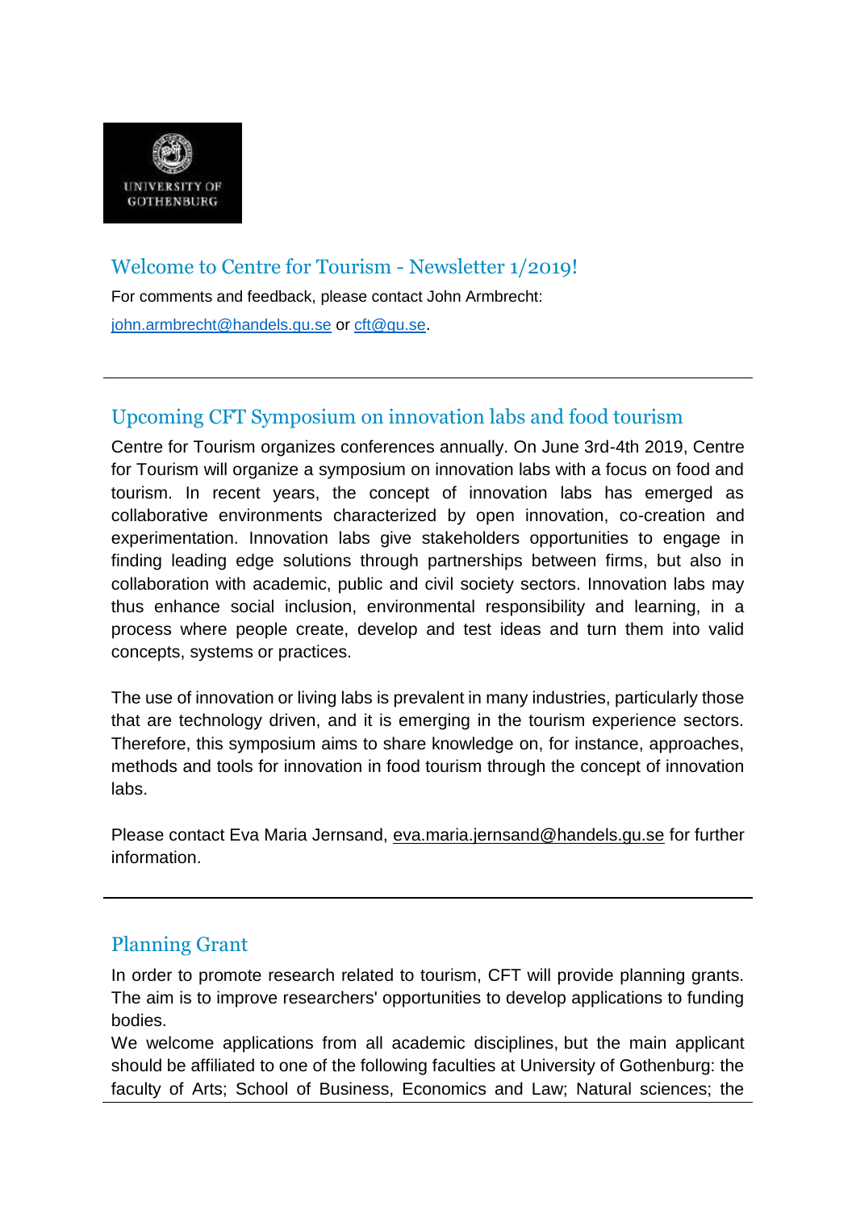UNIVERSITY OF GOTHENBURG

## Welcome to Centre for Tourism - Newsletter 1/2019!

For comments and feedback, please contact John Armbrecht: john.armbrecht@handels.gu.se or cft@gu.se.

---

## Upcoming CFT Symposium on innovation labs and food tourism

Centre for Tourism organizes conferences annually. On June 3rd-4th 2019, Centre for Tourism will organize a symposium on innovation labs with a focus on food and tourism. In recent years, the concept of innovation labs has emerged as collaborative environments characterized by open innovation, co-creation and experimentation. Innovation labs give stakeholders opportunities to engage in finding leading edge solutions through partnerships between firms, but also in collaboration with academic, public and civil society sectors. Innovation labs may thus enhance social inclusion, environmental responsibility and learning, in a process where people create, develop and test ideas and turn them into valid concepts, systems or practices.

The use of innovation or living labs is prevalent in many industries, particularly those that are technology driven, and it is emerging in the tourism experience sectors. Therefore, this symposium aims to share knowledge on, for instance, approaches, methods and tools for innovation in food tourism through the concept of innovation labs.

Please contact Eva Maria Jernsand, eva.maria.jernsand@handels.gu.se for further information.

---

## Planning Grant

In order to promote research related to tourism, CFT will provide planning grants. The aim is to improve researchers' opportunities to develop applications to funding bodies.

We welcome applications from all academic disciplines, but the main applicant should be affiliated to one of the following faculties at University of Gothenburg: the faculty of Arts; School of Business, Economics and Law; Natural sciences; the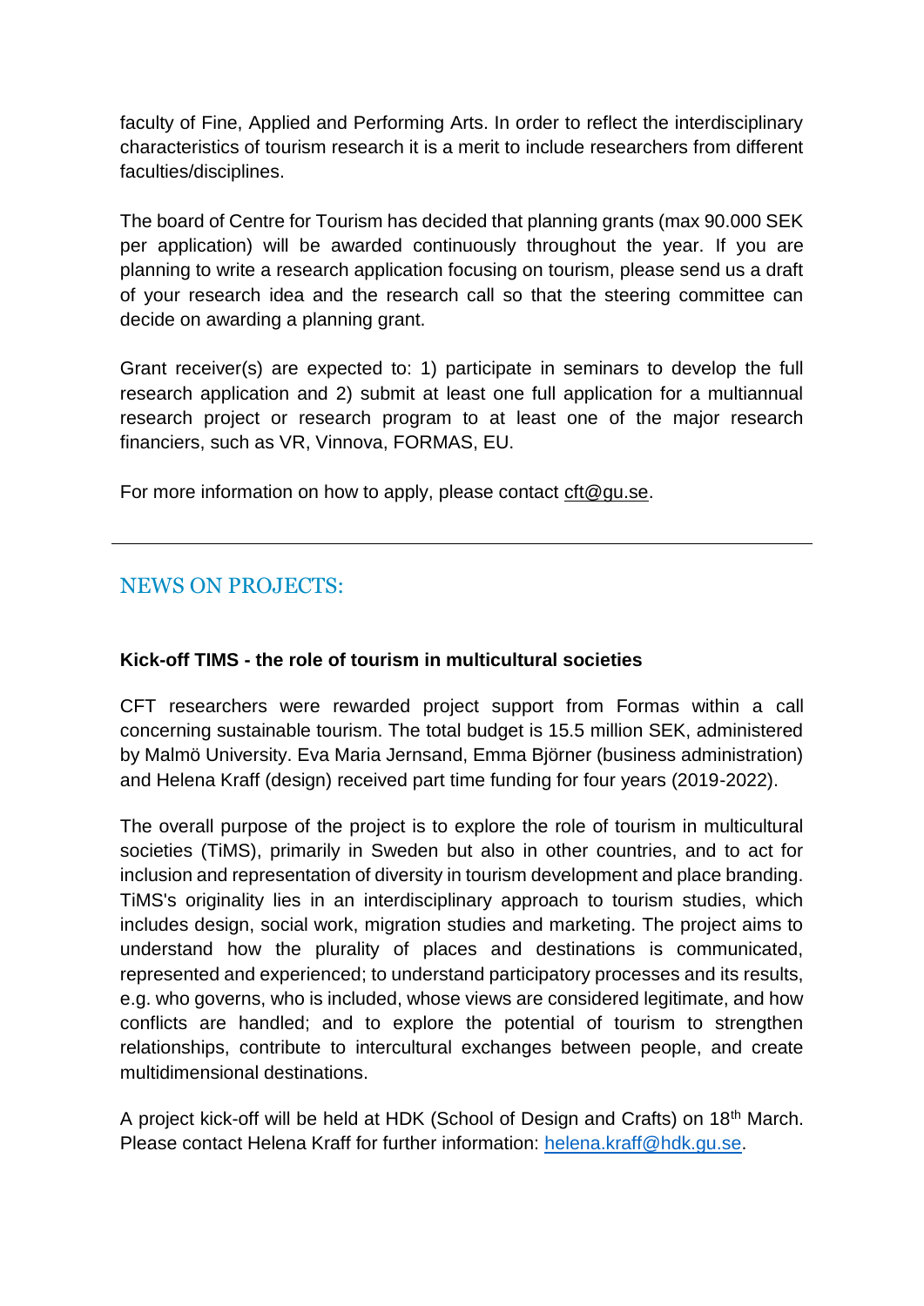faculty of Fine, Applied and Performing Arts. In order to reflect the interdisciplinary characteristics of tourism research it is a merit to include researchers from different faculties/disciplines.

The board of Centre for Tourism has decided that planning grants (max 90.000 SEK per application) will be awarded continuously throughout the year. If you are planning to write a research application focusing on tourism, please send us a draft of your research idea and the research call so that the steering committee can decide on awarding a planning grant.

Grant receiver(s) are expected to: 1) participate in seminars to develop the full research application and 2) submit at least one full application for a multiannual research project or research program to at least one of the major research financiers, such as VR, Vinnova, FORMAS, EU.

For more information on how to apply, please contact cft@gu.se.

---

## NEWS ON PROJECTS:

**Kick-off TIMS - the role of tourism in multicultural societies**

CFT researchers were rewarded project support from Formas within a call concerning sustainable tourism. The total budget is 15.5 million SEK, administered by Malmö University. Eva Maria Jernsand, Emma Björner (business administration) and Helena Kraff (design) received part time funding for four years (2019-2022).

The overall purpose of the project is to explore the role of tourism in multicultural societies (TiMS), primarily in Sweden but also in other countries, and to act for inclusion and representation of diversity in tourism development and place branding. TiMS's originality lies in an interdisciplinary approach to tourism studies, which includes design, social work, migration studies and marketing. The project aims to understand how the plurality of places and destinations is communicated, represented and experienced; to understand participatory processes and its results, e.g. who governs, who is included, whose views are considered legitimate, and how conflicts are handled; and to explore the potential of tourism to strengthen relationships, contribute to intercultural exchanges between people, and create multidimensional destinations.

A project kick-off will be held at HDK (School of Design and Crafts) on 18th March. Please contact Helena Kraff for further information: helena.kraff@hdk.gu.se.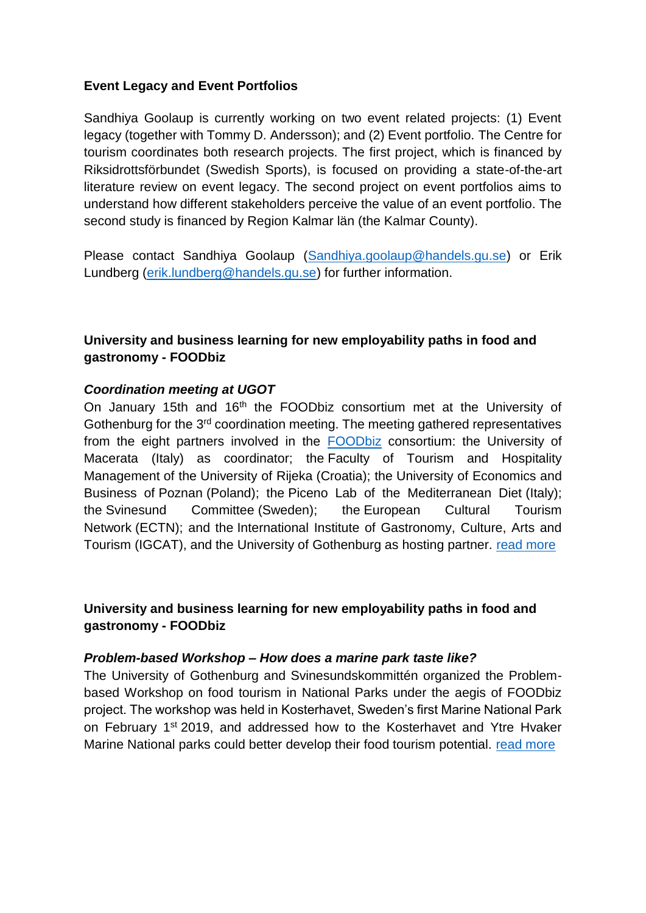**Event Legacy and Event Portfolios**

Sandhiya Goolaup is currently working on two event related projects: (1) Event legacy (together with Tommy D. Andersson); and (2) Event portfolio. The Centre for tourism coordinates both research projects. The first project, which is financed by Riksidrottsförbundet (Swedish Sports), is focused on providing a state-of-the-art literature review on event legacy. The second project on event portfolios aims to understand how different stakeholders perceive the value of an event portfolio. The second study is financed by Region Kalmar län (the Kalmar County).

Please contact Sandhiya Goolaup (Sandhiya.goolaup@handels.gu.se) or Erik Lundberg (erik.lundberg@handels.gu.se) for further information.

**University and business learning for new employability paths in food and gastronomy - FOODbiz**

***Coordination meeting at UGOT***

On January 15th and 16th the FOODbiz consortium met at the University of Gothenburg for the 3rd coordination meeting. The meeting gathered representatives from the eight partners involved in the FOODbiz consortium: the University of Macerata (Italy) as coordinator; the Faculty of Tourism and Hospitality Management of the University of Rijeka (Croatia); the University of Economics and Business of Poznan (Poland); the Piceno Lab of the Mediterranean Diet (Italy); the Svinesund Committee (Sweden); the European Cultural Tourism Network (ECTN); and the International Institute of Gastronomy, Culture, Arts and Tourism (IGCAT), and the University of Gothenburg as hosting partner. read more

**University and business learning for new employability paths in food and gastronomy - FOODbiz**

***Problem-based Workshop – How does a marine park taste like?***

The University of Gothenburg and Svinesundskommittén organized the Problem-based Workshop on food tourism in National Parks under the aegis of FOODbiz project. The workshop was held in Kosterhavet, Sweden's first Marine National Park on February 1st 2019, and addressed how to the Kosterhavet and Ytre Hvaker Marine National parks could better develop their food tourism potential. read more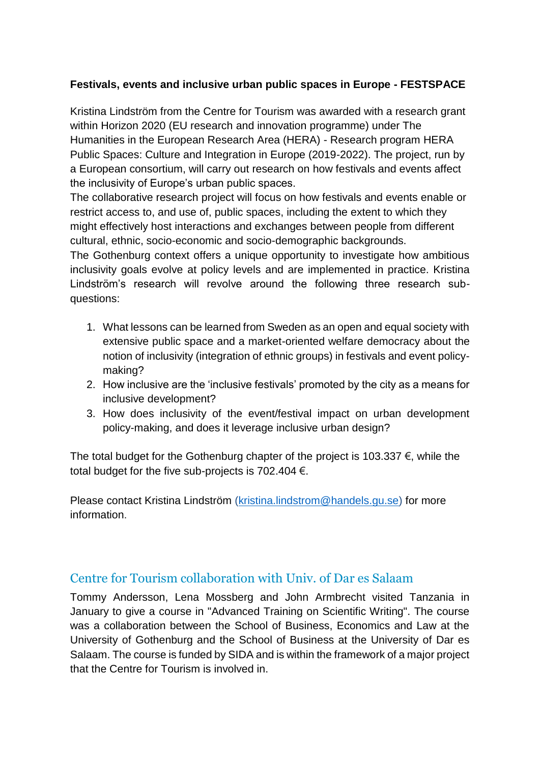**Festivals, events and inclusive urban public spaces in Europe - FESTSPACE**

Kristina Lindström from the Centre for Tourism was awarded with a research grant within Horizon 2020 (EU research and innovation programme) under The Humanities in the European Research Area (HERA) - Research program HERA Public Spaces: Culture and Integration in Europe (2019-2022). The project, run by a European consortium, will carry out research on how festivals and events affect the inclusivity of Europe's urban public spaces.

The collaborative research project will focus on how festivals and events enable or restrict access to, and use of, public spaces, including the extent to which they might effectively host interactions and exchanges between people from different cultural, ethnic, socio-economic and socio-demographic backgrounds.

The Gothenburg context offers a unique opportunity to investigate how ambitious inclusivity goals evolve at policy levels and are implemented in practice. Kristina Lindström's research will revolve around the following three research sub-questions:

1. What lessons can be learned from Sweden as an open and equal society with extensive public space and a market-oriented welfare democracy about the notion of inclusivity (integration of ethnic groups) in festivals and event policy-making?
2. How inclusive are the 'inclusive festivals' promoted by the city as a means for inclusive development?
3. How does inclusivity of the event/festival impact on urban development policy-making, and does it leverage inclusive urban design?

The total budget for the Gothenburg chapter of the project is 103.337 €, while the total budget for the five sub-projects is 702.404 €.

Please contact Kristina Lindström (kristina.lindstrom@handels.gu.se) for more information.

## Centre for Tourism collaboration with Univ. of Dar es Salaam

Tommy Andersson, Lena Mossberg and John Armbrecht visited Tanzania in January to give a course in "Advanced Training on Scientific Writing". The course was a collaboration between the School of Business, Economics and Law at the University of Gothenburg and the School of Business at the University of Dar es Salaam. The course is funded by SIDA and is within the framework of a major project that the Centre for Tourism is involved in.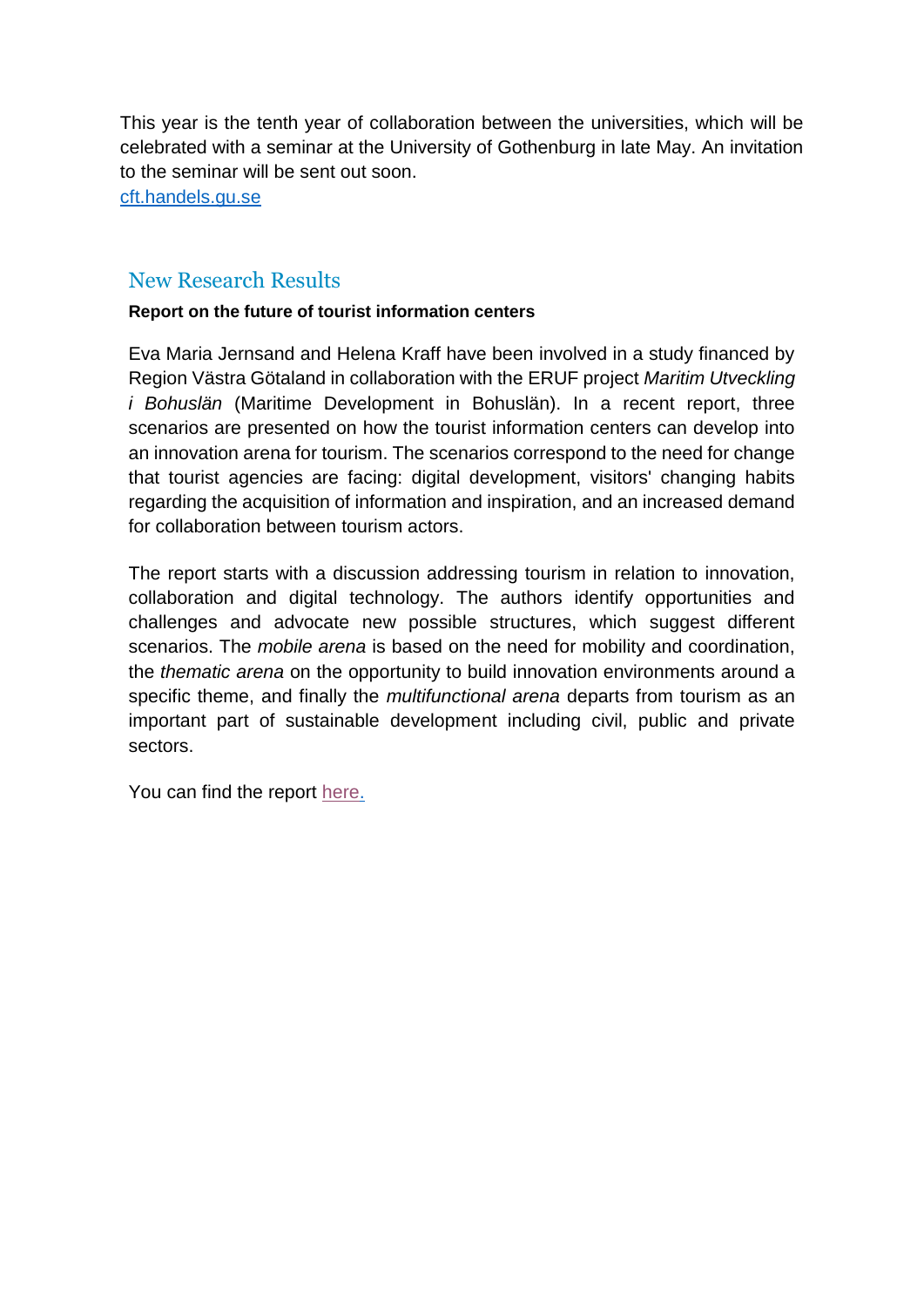This year is the tenth year of collaboration between the universities, which will be celebrated with a seminar at the University of Gothenburg in late May. An invitation to the seminar will be sent out soon.
[cft.handels.gu.se](cft.handels.gu.se)

## New Research Results

**Report on the future of tourist information centers**

Eva Maria Jernsand and Helena Kraff have been involved in a study financed by Region Västra Götaland in collaboration with the ERUF project *Maritim Utveckling i Bohuslän* (Maritime Development in Bohuslän). In a recent report, three scenarios are presented on how the tourist information centers can develop into an innovation arena for tourism. The scenarios correspond to the need for change that tourist agencies are facing: digital development, visitors' changing habits regarding the acquisition of information and inspiration, and an increased demand for collaboration between tourism actors.

The report starts with a discussion addressing tourism in relation to innovation, collaboration and digital technology. The authors identify opportunities and challenges and advocate new possible structures, which suggest different scenarios. The *mobile arena* is based on the need for mobility and coordination, the *thematic arena* on the opportunity to build innovation environments around a specific theme, and finally the *multifunctional arena* departs from tourism as an important part of sustainable development including civil, public and private sectors.

You can find the report here.